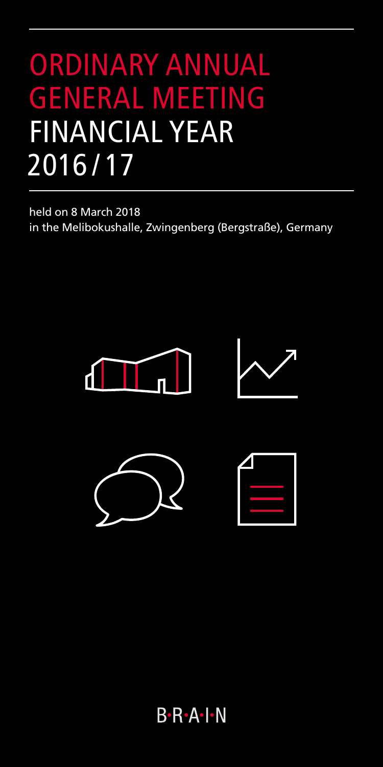# ORDINARY ANNUAL GENERAL MEETING FINANCIAL YEAR 2016/17

held on 8 March 2018
in the Melibokushalle, Zwingenberg (Bergstraße), Germany

B·R·A·I·N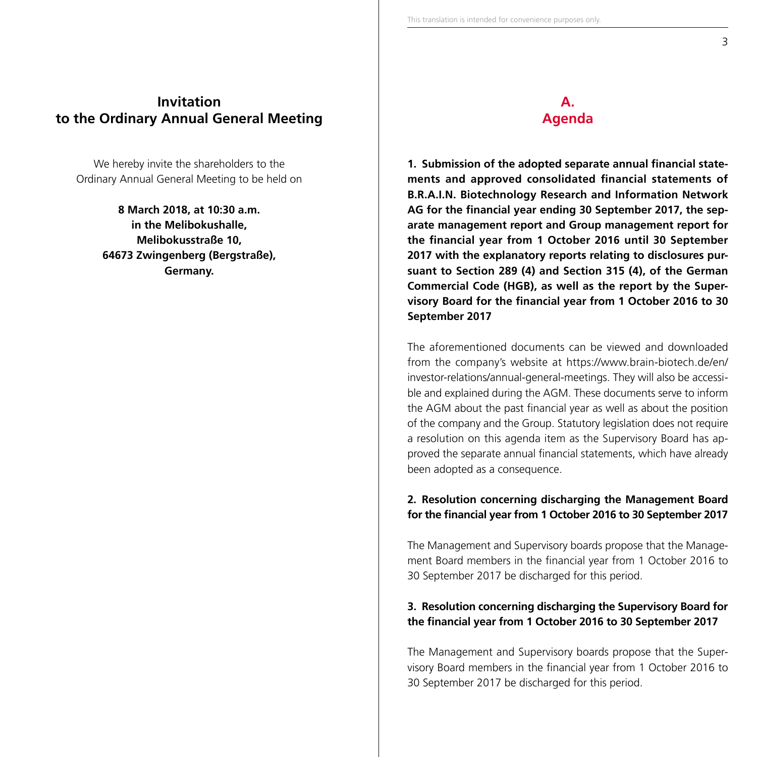# Invitation to the Ordinary Annual General Meeting

We hereby invite the shareholders to the Ordinary Annual General Meeting to be held on

**8 March 2018, at 10:30 a.m. in the Melibokushalle, Melibokusstraße 10, 64673 Zwingenberg (Bergstraße), Germany.**

This translation is intended for convenience purposes only.

## A. Agenda

**1. Submission of the adopted separate annual financial statements and approved consolidated financial statements of B.R.A.I.N. Biotechnology Research and Information Network AG for the financial year ending 30 September 2017, the separate management report and Group management report for the financial year from 1 October 2016 until 30 September 2017 with the explanatory reports relating to disclosures pursuant to Section 289 (4) and Section 315 (4), of the German Commercial Code (HGB), as well as the report by the Supervisory Board for the financial year from 1 October 2016 to 30 September 2017**

The aforementioned documents can be viewed and downloaded from the company's website at https://www.brain-biotech.de/en/investor-relations/annual-general-meetings. They will also be accessible and explained during the AGM. These documents serve to inform the AGM about the past financial year as well as about the position of the company and the Group. Statutory legislation does not require a resolution on this agenda item as the Supervisory Board has approved the separate annual financial statements, which have already been adopted as a consequence.

**2. Resolution concerning discharging the Management Board for the financial year from 1 October 2016 to 30 September 2017**

The Management and Supervisory boards propose that the Management Board members in the financial year from 1 October 2016 to 30 September 2017 be discharged for this period.

**3. Resolution concerning discharging the Supervisory Board for the financial year from 1 October 2016 to 30 September 2017**

The Management and Supervisory boards propose that the Supervisory Board members in the financial year from 1 October 2016 to 30 September 2017 be discharged for this period.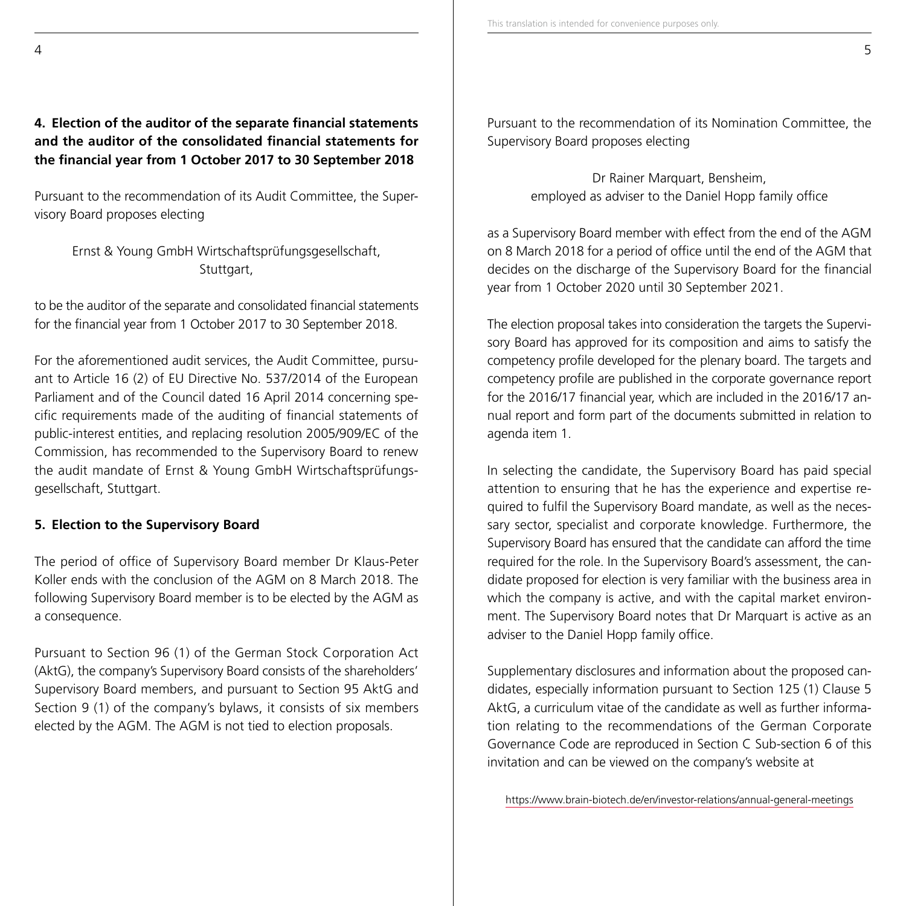**4. Election of the auditor of the separate financial statements and the auditor of the consolidated financial statements for the financial year from 1 October 2017 to 30 September 2018**

Pursuant to the recommendation of its Audit Committee, the Supervisory Board proposes electing

Ernst & Young GmbH Wirtschaftsprüfungsgesellschaft, Stuttgart,

to be the auditor of the separate and consolidated financial statements for the financial year from 1 October 2017 to 30 September 2018.

For the aforementioned audit services, the Audit Committee, pursuant to Article 16 (2) of EU Directive No. 537/2014 of the European Parliament and of the Council dated 16 April 2014 concerning specific requirements made of the auditing of financial statements of public-interest entities, and replacing resolution 2005/909/EC of the Commission, has recommended to the Supervisory Board to renew the audit mandate of Ernst & Young GmbH Wirtschaftsprüfungsgesellschaft, Stuttgart.

**5. Election to the Supervisory Board**

The period of office of Supervisory Board member Dr Klaus-Peter Koller ends with the conclusion of the AGM on 8 March 2018. The following Supervisory Board member is to be elected by the AGM as a consequence.

Pursuant to Section 96 (1) of the German Stock Corporation Act (AktG), the company's Supervisory Board consists of the shareholders' Supervisory Board members, and pursuant to Section 95 AktG and Section 9 (1) of the company's bylaws, it consists of six members elected by the AGM. The AGM is not tied to election proposals.

Pursuant to the recommendation of its Nomination Committee, the Supervisory Board proposes electing

Dr Rainer Marquart, Bensheim,
employed as adviser to the Daniel Hopp family office

as a Supervisory Board member with effect from the end of the AGM on 8 March 2018 for a period of office until the end of the AGM that decides on the discharge of the Supervisory Board for the financial year from 1 October 2020 until 30 September 2021.

The election proposal takes into consideration the targets the Supervisory Board has approved for its composition and aims to satisfy the competency profile developed for the plenary board. The targets and competency profile are published in the corporate governance report for the 2016/17 financial year, which are included in the 2016/17 annual report and form part of the documents submitted in relation to agenda item 1.

In selecting the candidate, the Supervisory Board has paid special attention to ensuring that he has the experience and expertise required to fulfil the Supervisory Board mandate, as well as the necessary sector, specialist and corporate knowledge. Furthermore, the Supervisory Board has ensured that the candidate can afford the time required for the role. In the Supervisory Board's assessment, the candidate proposed for election is very familiar with the business area in which the company is active, and with the capital market environment. The Supervisory Board notes that Dr Marquart is active as an adviser to the Daniel Hopp family office.

Supplementary disclosures and information about the proposed candidates, especially information pursuant to Section 125 (1) Clause 5 AktG, a curriculum vitae of the candidate as well as further information relating to the recommendations of the German Corporate Governance Code are reproduced in Section C Sub-section 6 of this invitation and can be viewed on the company's website at

https://www.brain-biotech.de/en/investor-relations/annual-general-meetings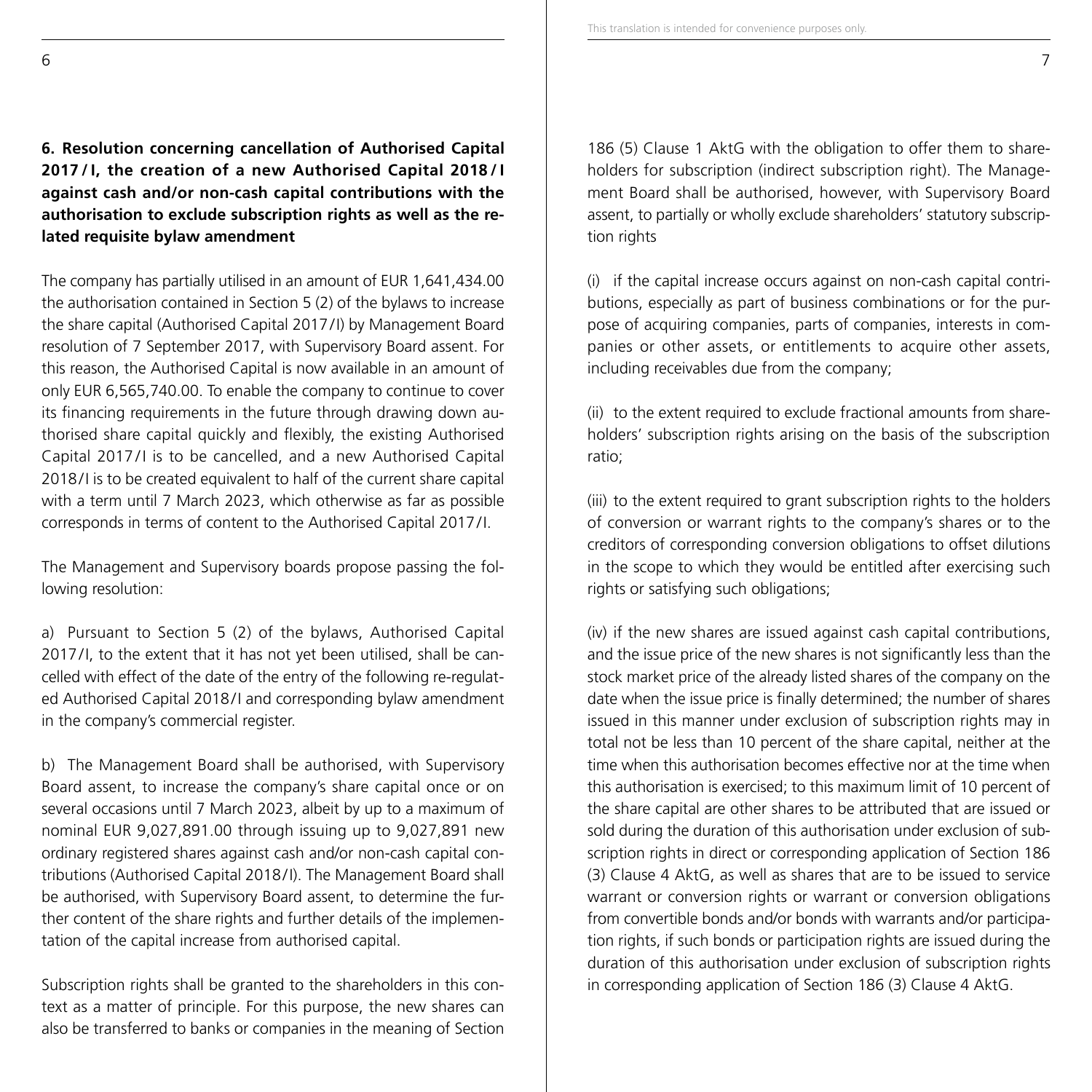**6. Resolution concerning cancellation of Authorised Capital 2017 / I, the creation of a new Authorised Capital 2018 / I against cash and/or non-cash capital contributions with the authorisation to exclude subscription rights as well as the related requisite bylaw amendment**

The company has partially utilised in an amount of EUR 1,641,434.00 the authorisation contained in Section 5 (2) of the bylaws to increase the share capital (Authorised Capital 2017/I) by Management Board resolution of 7 September 2017, with Supervisory Board assent. For this reason, the Authorised Capital is now available in an amount of only EUR 6,565,740.00. To enable the company to continue to cover its financing requirements in the future through drawing down authorised share capital quickly and flexibly, the existing Authorised Capital 2017/I is to be cancelled, and a new Authorised Capital 2018/I is to be created equivalent to half of the current share capital with a term until 7 March 2023, which otherwise as far as possible corresponds in terms of content to the Authorised Capital 2017/I.

The Management and Supervisory boards propose passing the following resolution:

a) Pursuant to Section 5 (2) of the bylaws, Authorised Capital 2017/I, to the extent that it has not yet been utilised, shall be cancelled with effect of the date of the entry of the following re-regulated Authorised Capital 2018/I and corresponding bylaw amendment in the company's commercial register.

b) The Management Board shall be authorised, with Supervisory Board assent, to increase the company's share capital once or on several occasions until 7 March 2023, albeit by up to a maximum of nominal EUR 9,027,891.00 through issuing up to 9,027,891 new ordinary registered shares against cash and/or non-cash capital contributions (Authorised Capital 2018/I). The Management Board shall be authorised, with Supervisory Board assent, to determine the further content of the share rights and further details of the implementation of the capital increase from authorised capital.

Subscription rights shall be granted to the shareholders in this context as a matter of principle. For this purpose, the new shares can also be transferred to banks or companies in the meaning of Section 186 (5) Clause 1 AktG with the obligation to offer them to shareholders for subscription (indirect subscription right). The Management Board shall be authorised, however, with Supervisory Board assent, to partially or wholly exclude shareholders' statutory subscription rights

(i) if the capital increase occurs against on non-cash capital contributions, especially as part of business combinations or for the purpose of acquiring companies, parts of companies, interests in companies or other assets, or entitlements to acquire other assets, including receivables due from the company;

(ii) to the extent required to exclude fractional amounts from shareholders' subscription rights arising on the basis of the subscription ratio;

(iii) to the extent required to grant subscription rights to the holders of conversion or warrant rights to the company's shares or to the creditors of corresponding conversion obligations to offset dilutions in the scope to which they would be entitled after exercising such rights or satisfying such obligations;

(iv) if the new shares are issued against cash capital contributions, and the issue price of the new shares is not significantly less than the stock market price of the already listed shares of the company on the date when the issue price is finally determined; the number of shares issued in this manner under exclusion of subscription rights may in total not be less than 10 percent of the share capital, neither at the time when this authorisation becomes effective nor at the time when this authorisation is exercised; to this maximum limit of 10 percent of the share capital are other shares to be attributed that are issued or sold during the duration of this authorisation under exclusion of subscription rights in direct or corresponding application of Section 186 (3) Clause 4 AktG, as well as shares that are to be issued to service warrant or conversion rights or warrant or conversion obligations from convertible bonds and/or bonds with warrants and/or participation rights, if such bonds or participation rights are issued during the duration of this authorisation under exclusion of subscription rights in corresponding application of Section 186 (3) Clause 4 AktG.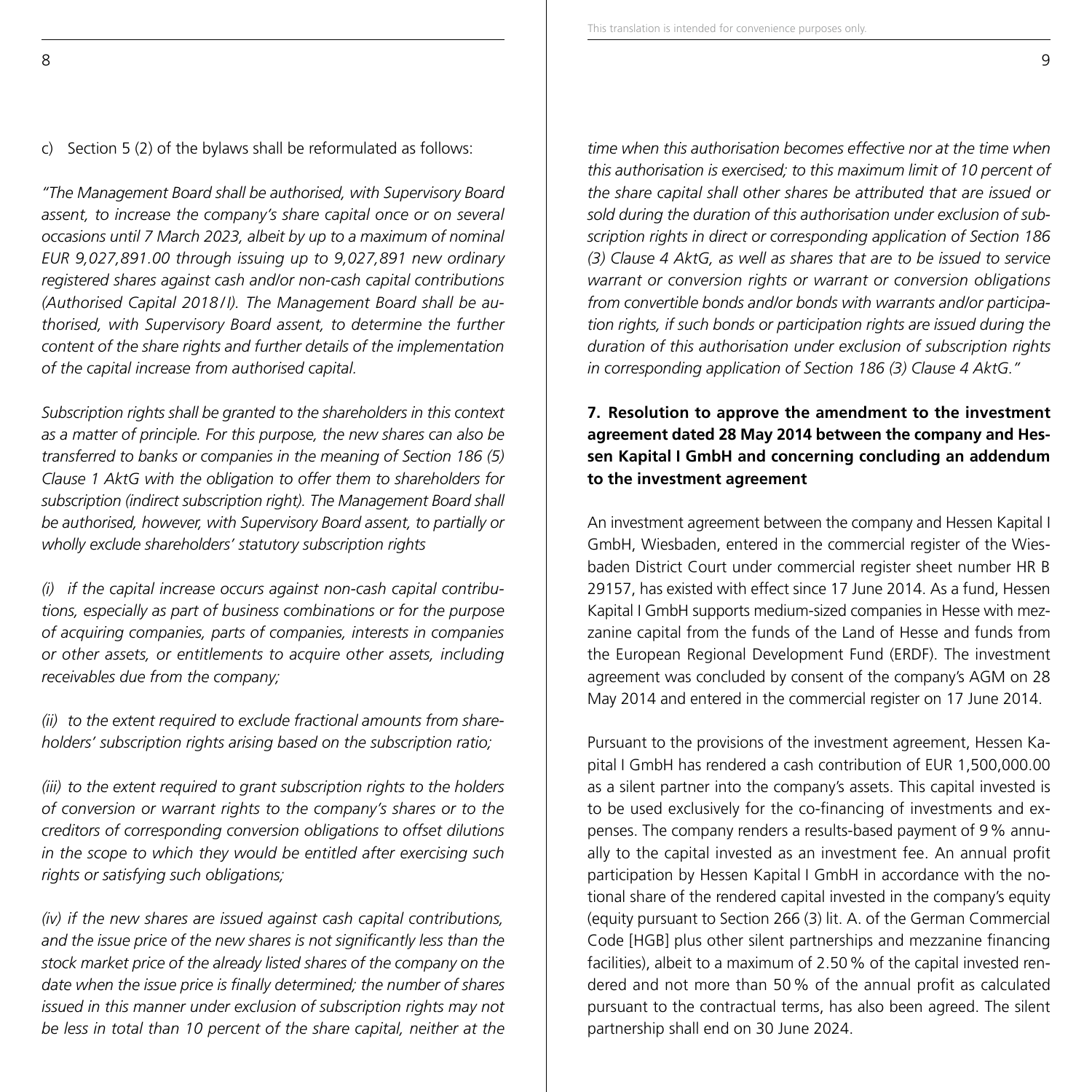c) Section 5 (2) of the bylaws shall be reformulated as follows:

*"The Management Board shall be authorised, with Supervisory Board assent, to increase the company's share capital once or on several occasions until 7 March 2023, albeit by up to a maximum of nominal EUR 9,027,891.00 through issuing up to 9,027,891 new ordinary registered shares against cash and/or non-cash capital contributions (Authorised Capital 2018/I). The Management Board shall be authorised, with Supervisory Board assent, to determine the further content of the share rights and further details of the implementation of the capital increase from authorised capital.*

*Subscription rights shall be granted to the shareholders in this context as a matter of principle. For this purpose, the new shares can also be transferred to banks or companies in the meaning of Section 186 (5) Clause 1 AktG with the obligation to offer them to shareholders for subscription (indirect subscription right). The Management Board shall be authorised, however, with Supervisory Board assent, to partially or wholly exclude shareholders' statutory subscription rights*

*(i) if the capital increase occurs against non-cash capital contributions, especially as part of business combinations or for the purpose of acquiring companies, parts of companies, interests in companies or other assets, or entitlements to acquire other assets, including receivables due from the company;*

*(ii) to the extent required to exclude fractional amounts from shareholders' subscription rights arising based on the subscription ratio;*

*(iii) to the extent required to grant subscription rights to the holders of conversion or warrant rights to the company's shares or to the creditors of corresponding conversion obligations to offset dilutions in the scope to which they would be entitled after exercising such rights or satisfying such obligations;*

*(iv) if the new shares are issued against cash capital contributions, and the issue price of the new shares is not significantly less than the stock market price of the already listed shares of the company on the date when the issue price is finally determined; the number of shares issued in this manner under exclusion of subscription rights may not be less in total than 10 percent of the share capital, neither at the time when this authorisation becomes effective nor at the time when this authorisation is exercised; to this maximum limit of 10 percent of the share capital shall other shares be attributed that are issued or sold during the duration of this authorisation under exclusion of subscription rights in direct or corresponding application of Section 186 (3) Clause 4 AktG, as well as shares that are to be issued to service warrant or conversion rights or warrant or conversion obligations from convertible bonds and/or bonds with warrants and/or participation rights, if such bonds or participation rights are issued during the duration of this authorisation under exclusion of subscription rights in corresponding application of Section 186 (3) Clause 4 AktG."*

## 7. Resolution to approve the amendment to the investment agreement dated 28 May 2014 between the company and Hessen Kapital I GmbH and concerning concluding an addendum to the investment agreement

An investment agreement between the company and Hessen Kapital I GmbH, Wiesbaden, entered in the commercial register of the Wiesbaden District Court under commercial register sheet number HR B 29157, has existed with effect since 17 June 2014. As a fund, Hessen Kapital I GmbH supports medium-sized companies in Hesse with mezzanine capital from the funds of the Land of Hesse and funds from the European Regional Development Fund (ERDF). The investment agreement was concluded by consent of the company's AGM on 28 May 2014 and entered in the commercial register on 17 June 2014.

Pursuant to the provisions of the investment agreement, Hessen Kapital I GmbH has rendered a cash contribution of EUR 1,500,000.00 as a silent partner into the company's assets. This capital invested is to be used exclusively for the co-financing of investments and expenses. The company renders a results-based payment of 9 % annually to the capital invested as an investment fee. An annual profit participation by Hessen Kapital I GmbH in accordance with the notional share of the rendered capital invested in the company's equity (equity pursuant to Section 266 (3) lit. A. of the German Commercial Code [HGB] plus other silent partnerships and mezzanine financing facilities), albeit to a maximum of 2.50 % of the capital invested rendered and not more than 50 % of the annual profit as calculated pursuant to the contractual terms, has also been agreed. The silent partnership shall end on 30 June 2024.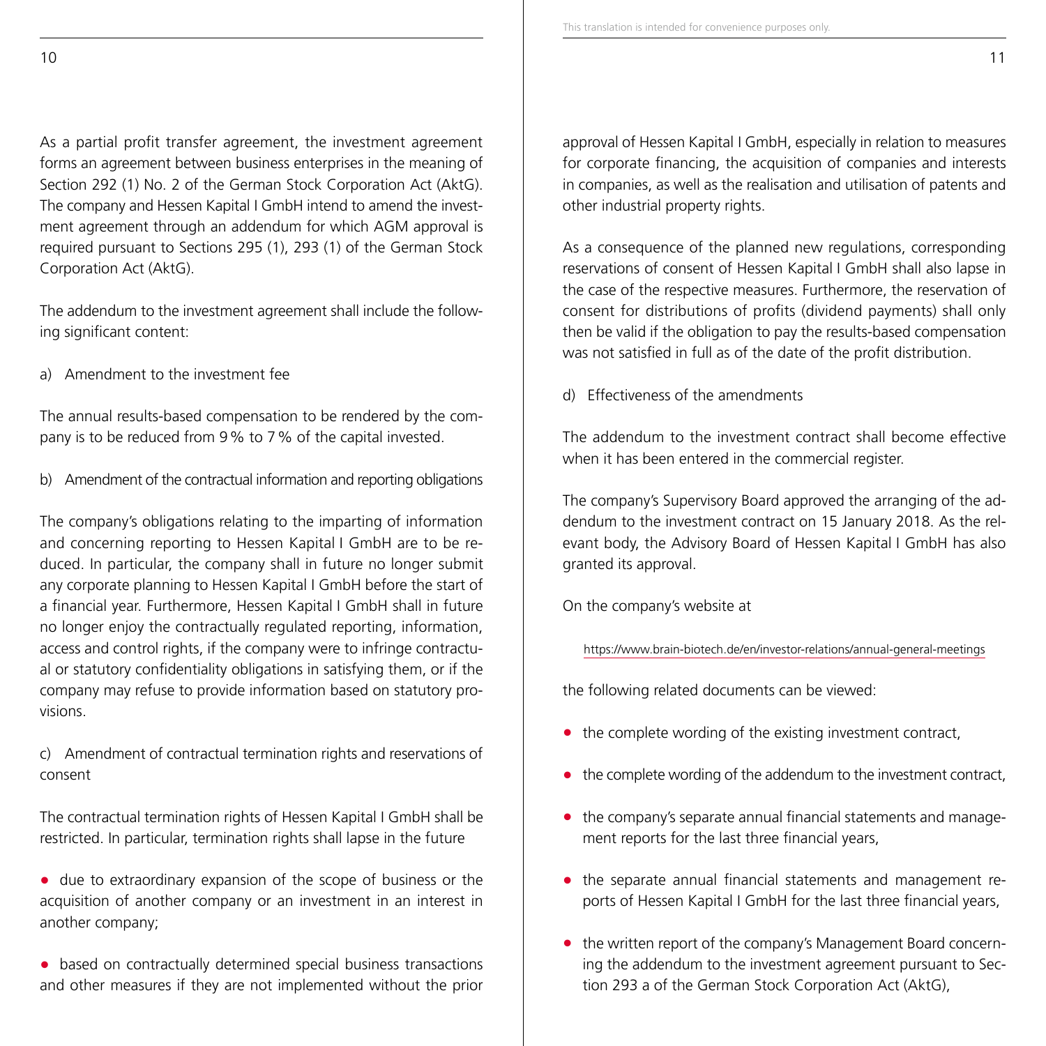As a partial profit transfer agreement, the investment agreement forms an agreement between business enterprises in the meaning of Section 292 (1) No. 2 of the German Stock Corporation Act (AktG). The company and Hessen Kapital I GmbH intend to amend the investment agreement through an addendum for which AGM approval is required pursuant to Sections 295 (1), 293 (1) of the German Stock Corporation Act (AktG).

The addendum to the investment agreement shall include the following significant content:

a) Amendment to the investment fee

The annual results-based compensation to be rendered by the company is to be reduced from 9 % to 7 % of the capital invested.

b) Amendment of the contractual information and reporting obligations

The company's obligations relating to the imparting of information and concerning reporting to Hessen Kapital I GmbH are to be reduced. In particular, the company shall in future no longer submit any corporate planning to Hessen Kapital I GmbH before the start of a financial year. Furthermore, Hessen Kapital I GmbH shall in future no longer enjoy the contractually regulated reporting, information, access and control rights, if the company were to infringe contractual or statutory confidentiality obligations in satisfying them, or if the company may refuse to provide information based on statutory provisions.

c) Amendment of contractual termination rights and reservations of consent

The contractual termination rights of Hessen Kapital I GmbH shall be restricted. In particular, termination rights shall lapse in the future

- due to extraordinary expansion of the scope of business or the acquisition of another company or an investment in an interest in another company;
- based on contractually determined special business transactions and other measures if they are not implemented without the prior approval of Hessen Kapital I GmbH, especially in relation to measures for corporate financing, the acquisition of companies and interests in companies, as well as the realisation and utilisation of patents and other industrial property rights.

As a consequence of the planned new regulations, corresponding reservations of consent of Hessen Kapital I GmbH shall also lapse in the case of the respective measures. Furthermore, the reservation of consent for distributions of profits (dividend payments) shall only then be valid if the obligation to pay the results-based compensation was not satisfied in full as of the date of the profit distribution.

d) Effectiveness of the amendments

The addendum to the investment contract shall become effective when it has been entered in the commercial register.

The company's Supervisory Board approved the arranging of the addendum to the investment contract on 15 January 2018. As the relevant body, the Advisory Board of Hessen Kapital I GmbH has also granted its approval.

On the company's website at

https://www.brain-biotech.de/en/investor-relations/annual-general-meetings

the following related documents can be viewed:

- the complete wording of the existing investment contract,
- the complete wording of the addendum to the investment contract,
- the company's separate annual financial statements and management reports for the last three financial years,
- the separate annual financial statements and management reports of Hessen Kapital I GmbH for the last three financial years,
- the written report of the company's Management Board concerning the addendum to the investment agreement pursuant to Section 293 a of the German Stock Corporation Act (AktG),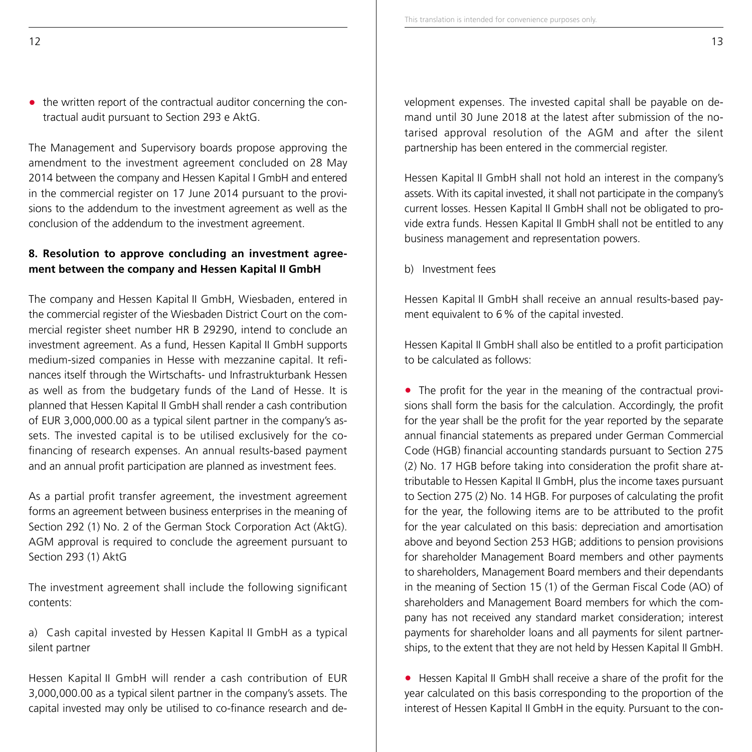- the written report of the contractual auditor concerning the contractual audit pursuant to Section 293 e AktG.

The Management and Supervisory boards propose approving the amendment to the investment agreement concluded on 28 May 2014 between the company and Hessen Kapital I GmbH and entered in the commercial register on 17 June 2014 pursuant to the provisions to the addendum to the investment agreement as well as the conclusion of the addendum to the investment agreement.

**8. Resolution to approve concluding an investment agreement between the company and Hessen Kapital II GmbH**

The company and Hessen Kapital II GmbH, Wiesbaden, entered in the commercial register of the Wiesbaden District Court on the commercial register sheet number HR B 29290, intend to conclude an investment agreement. As a fund, Hessen Kapital II GmbH supports medium-sized companies in Hesse with mezzanine capital. It refinances itself through the Wirtschafts- und Infrastrukturbank Hessen as well as from the budgetary funds of the Land of Hesse. It is planned that Hessen Kapital II GmbH shall render a cash contribution of EUR 3,000,000.00 as a typical silent partner in the company's assets. The invested capital is to be utilised exclusively for the co-financing of research expenses. An annual results-based payment and an annual profit participation are planned as investment fees.

As a partial profit transfer agreement, the investment agreement forms an agreement between business enterprises in the meaning of Section 292 (1) No. 2 of the German Stock Corporation Act (AktG). AGM approval is required to conclude the agreement pursuant to Section 293 (1) AktG

The investment agreement shall include the following significant contents:

a) Cash capital invested by Hessen Kapital II GmbH as a typical silent partner

Hessen Kapital II GmbH will render a cash contribution of EUR 3,000,000.00 as a typical silent partner in the company's assets. The capital invested may only be utilised to co-finance research and development expenses. The invested capital shall be payable on demand until 30 June 2018 at the latest after submission of the notarised approval resolution of the AGM and after the silent partnership has been entered in the commercial register.

Hessen Kapital II GmbH shall not hold an interest in the company's assets. With its capital invested, it shall not participate in the company's current losses. Hessen Kapital II GmbH shall not be obligated to provide extra funds. Hessen Kapital II GmbH shall not be entitled to any business management and representation powers.

b) Investment fees

Hessen Kapital II GmbH shall receive an annual results-based payment equivalent to 6 % of the capital invested.

Hessen Kapital II GmbH shall also be entitled to a profit participation to be calculated as follows:

- The profit for the year in the meaning of the contractual provisions shall form the basis for the calculation. Accordingly, the profit for the year shall be the profit for the year reported by the separate annual financial statements as prepared under German Commercial Code (HGB) financial accounting standards pursuant to Section 275 (2) No. 17 HGB before taking into consideration the profit share attributable to Hessen Kapital II GmbH, plus the income taxes pursuant to Section 275 (2) No. 14 HGB. For purposes of calculating the profit for the year, the following items are to be attributed to the profit for the year calculated on this basis: depreciation and amortisation above and beyond Section 253 HGB; additions to pension provisions for shareholder Management Board members and other payments to shareholders, Management Board members and their dependants in the meaning of Section 15 (1) of the German Fiscal Code (AO) of shareholders and Management Board members for which the company has not received any standard market consideration; interest payments for shareholder loans and all payments for silent partnerships, to the extent that they are not held by Hessen Kapital II GmbH.

- Hessen Kapital II GmbH shall receive a share of the profit for the year calculated on this basis corresponding to the proportion of the interest of Hessen Kapital II GmbH in the equity. Pursuant to the con-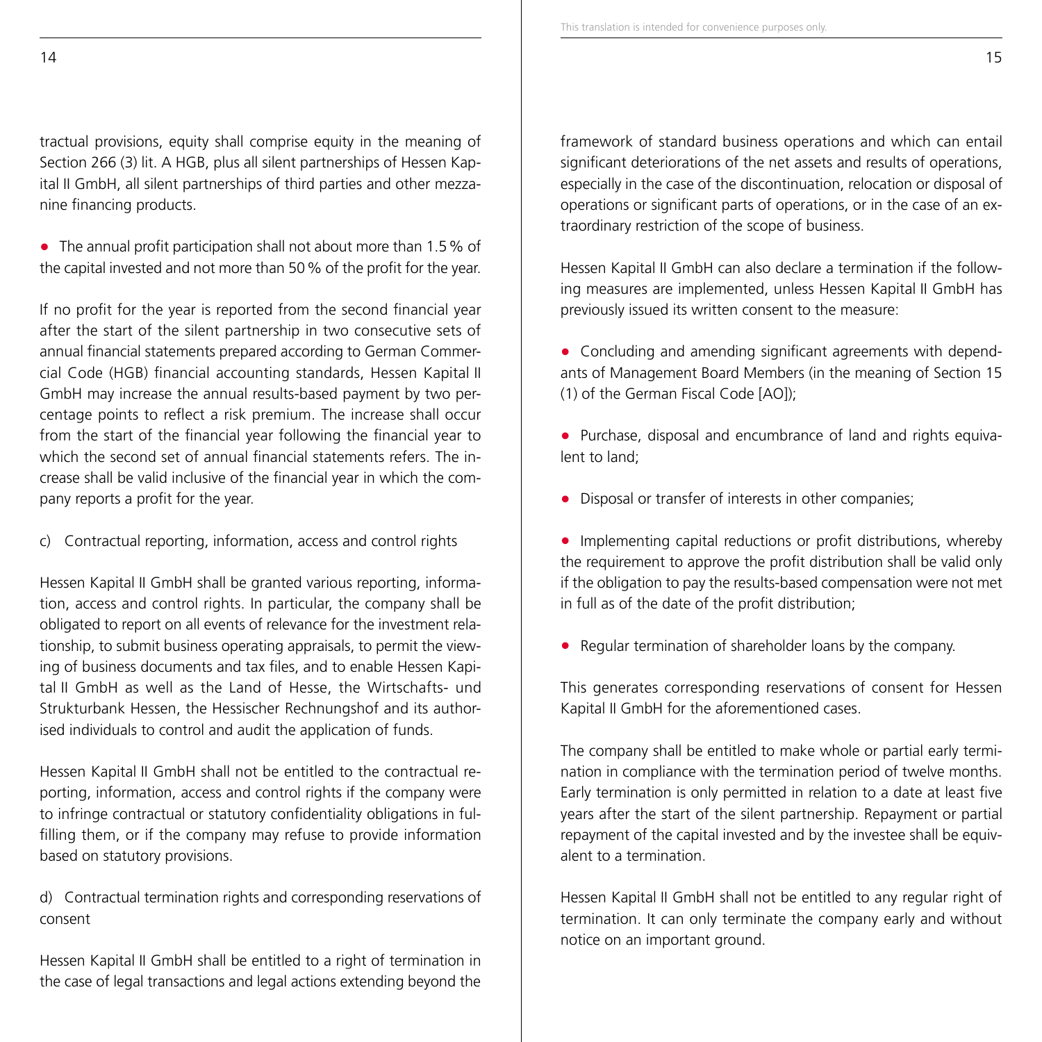tractual provisions, equity shall comprise equity in the meaning of Section 266 (3) lit. A HGB, plus all silent partnerships of Hessen Kapital II GmbH, all silent partnerships of third parties and other mezzanine financing products.

- The annual profit participation shall not about more than 1.5 % of the capital invested and not more than 50 % of the profit for the year.

If no profit for the year is reported from the second financial year after the start of the silent partnership in two consecutive sets of annual financial statements prepared according to German Commercial Code (HGB) financial accounting standards, Hessen Kapital II GmbH may increase the annual results-based payment by two percentage points to reflect a risk premium. The increase shall occur from the start of the financial year following the financial year to which the second set of annual financial statements refers. The increase shall be valid inclusive of the financial year in which the company reports a profit for the year.

c) Contractual reporting, information, access and control rights

Hessen Kapital II GmbH shall be granted various reporting, information, access and control rights. In particular, the company shall be obligated to report on all events of relevance for the investment relationship, to submit business operating appraisals, to permit the viewing of business documents and tax files, and to enable Hessen Kapital II GmbH as well as the Land of Hesse, the Wirtschafts- und Strukturbank Hessen, the Hessischer Rechnungshof and its authorised individuals to control and audit the application of funds.

Hessen Kapital II GmbH shall not be entitled to the contractual reporting, information, access and control rights if the company were to infringe contractual or statutory confidentiality obligations in fulfilling them, or if the company may refuse to provide information based on statutory provisions.

d) Contractual termination rights and corresponding reservations of consent

Hessen Kapital II GmbH shall be entitled to a right of termination in the case of legal transactions and legal actions extending beyond the framework of standard business operations and which can entail significant deteriorations of the net assets and results of operations, especially in the case of the discontinuation, relocation or disposal of operations or significant parts of operations, or in the case of an extraordinary restriction of the scope of business.

Hessen Kapital II GmbH can also declare a termination if the following measures are implemented, unless Hessen Kapital II GmbH has previously issued its written consent to the measure:

- Concluding and amending significant agreements with dependants of Management Board Members (in the meaning of Section 15 (1) of the German Fiscal Code [AO]);

- Purchase, disposal and encumbrance of land and rights equivalent to land;

- Disposal or transfer of interests in other companies;

- Implementing capital reductions or profit distributions, whereby the requirement to approve the profit distribution shall be valid only if the obligation to pay the results-based compensation were not met in full as of the date of the profit distribution;

- Regular termination of shareholder loans by the company.

This generates corresponding reservations of consent for Hessen Kapital II GmbH for the aforementioned cases.

The company shall be entitled to make whole or partial early termination in compliance with the termination period of twelve months. Early termination is only permitted in relation to a date at least five years after the start of the silent partnership. Repayment or partial repayment of the capital invested and by the investee shall be equivalent to a termination.

Hessen Kapital II GmbH shall not be entitled to any regular right of termination. It can only terminate the company early and without notice on an important ground.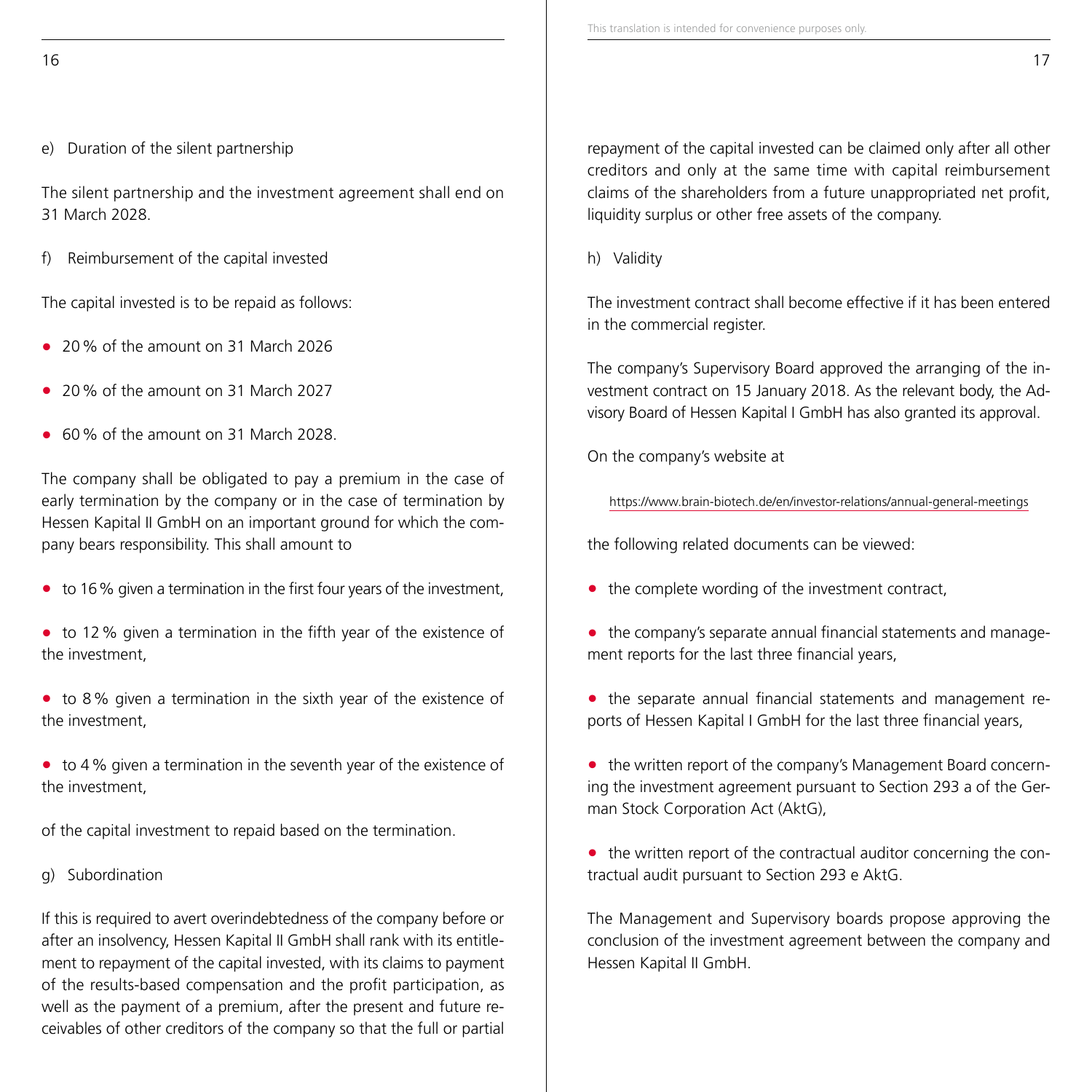e) Duration of the silent partnership

The silent partnership and the investment agreement shall end on 31 March 2028.

f) Reimbursement of the capital invested

The capital invested is to be repaid as follows:

- 20 % of the amount on 31 March 2026
- 20 % of the amount on 31 March 2027
- 60 % of the amount on 31 March 2028.

The company shall be obligated to pay a premium in the case of early termination by the company or in the case of termination by Hessen Kapital II GmbH on an important ground for which the company bears responsibility. This shall amount to

- to 16 % given a termination in the first four years of the investment,
- to 12 % given a termination in the fifth year of the existence of the investment,
- to 8 % given a termination in the sixth year of the existence of the investment,
- to 4 % given a termination in the seventh year of the existence of the investment,

of the capital investment to repaid based on the termination.

g) Subordination

If this is required to avert overindebtedness of the company before or after an insolvency, Hessen Kapital II GmbH shall rank with its entitlement to repayment of the capital invested, with its claims to payment of the results-based compensation and the profit participation, as well as the payment of a premium, after the present and future receivables of other creditors of the company so that the full or partial repayment of the capital invested can be claimed only after all other creditors and only at the same time with capital reimbursement claims of the shareholders from a future unappropriated net profit, liquidity surplus or other free assets of the company.

h) Validity

The investment contract shall become effective if it has been entered in the commercial register.

The company's Supervisory Board approved the arranging of the investment contract on 15 January 2018. As the relevant body, the Advisory Board of Hessen Kapital I GmbH has also granted its approval.

On the company's website at

https://www.brain-biotech.de/en/investor-relations/annual-general-meetings

the following related documents can be viewed:

- the complete wording of the investment contract,
- the company's separate annual financial statements and management reports for the last three financial years,
- the separate annual financial statements and management reports of Hessen Kapital I GmbH for the last three financial years,
- the written report of the company's Management Board concerning the investment agreement pursuant to Section 293 a of the German Stock Corporation Act (AktG),
- the written report of the contractual auditor concerning the contractual audit pursuant to Section 293 e AktG.

The Management and Supervisory boards propose approving the conclusion of the investment agreement between the company and Hessen Kapital II GmbH.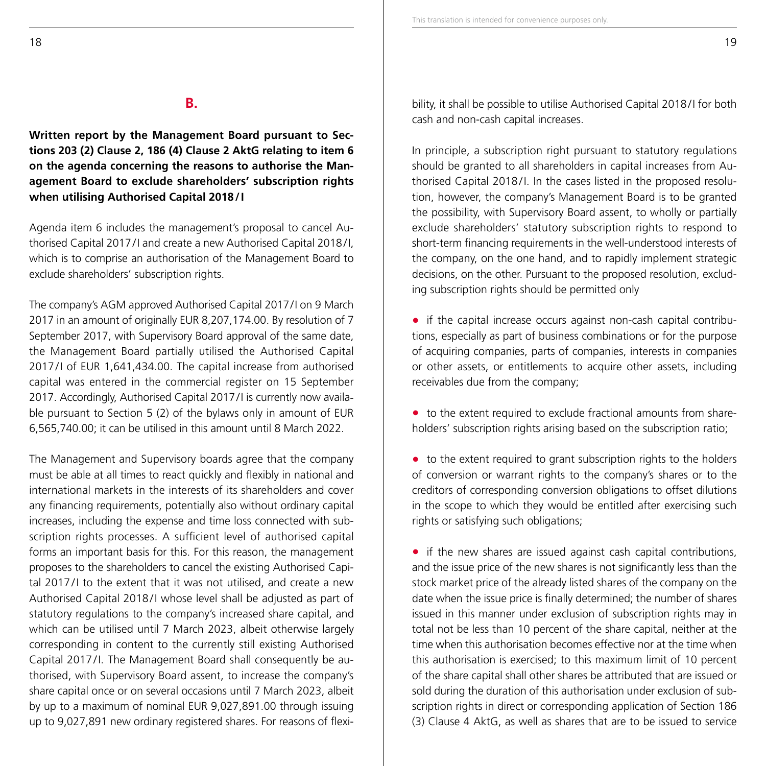## B.

**Written report by the Management Board pursuant to Sections 203 (2) Clause 2, 186 (4) Clause 2 AktG relating to item 6 on the agenda concerning the reasons to authorise the Management Board to exclude shareholders' subscription rights when utilising Authorised Capital 2018/I**

Agenda item 6 includes the management's proposal to cancel Authorised Capital 2017/I and create a new Authorised Capital 2018/I, which is to comprise an authorisation of the Management Board to exclude shareholders' subscription rights.

The company's AGM approved Authorised Capital 2017/I on 9 March 2017 in an amount of originally EUR 8,207,174.00. By resolution of 7 September 2017, with Supervisory Board approval of the same date, the Management Board partially utilised the Authorised Capital 2017/I of EUR 1,641,434.00. The capital increase from authorised capital was entered in the commercial register on 15 September 2017. Accordingly, Authorised Capital 2017/I is currently now available pursuant to Section 5 (2) of the bylaws only in amount of EUR 6,565,740.00; it can be utilised in this amount until 8 March 2022.

The Management and Supervisory boards agree that the company must be able at all times to react quickly and flexibly in national and international markets in the interests of its shareholders and cover any financing requirements, potentially also without ordinary capital increases, including the expense and time loss connected with subscription rights processes. A sufficient level of authorised capital forms an important basis for this. For this reason, the management proposes to the shareholders to cancel the existing Authorised Capital 2017/I to the extent that it was not utilised, and create a new Authorised Capital 2018/I whose level shall be adjusted as part of statutory regulations to the company's increased share capital, and which can be utilised until 7 March 2023, albeit otherwise largely corresponding in content to the currently still existing Authorised Capital 2017/I. The Management Board shall consequently be authorised, with Supervisory Board assent, to increase the company's share capital once or on several occasions until 7 March 2023, albeit by up to a maximum of nominal EUR 9,027,891.00 through issuing up to 9,027,891 new ordinary registered shares. For reasons of flexibility, it shall be possible to utilise Authorised Capital 2018/I for both cash and non-cash capital increases.

In principle, a subscription right pursuant to statutory regulations should be granted to all shareholders in capital increases from Authorised Capital 2018/I. In the cases listed in the proposed resolution, however, the company's Management Board is to be granted the possibility, with Supervisory Board assent, to wholly or partially exclude shareholders' statutory subscription rights to respond to short-term financing requirements in the well-understood interests of the company, on the one hand, and to rapidly implement strategic decisions, on the other. Pursuant to the proposed resolution, excluding subscription rights should be permitted only

- if the capital increase occurs against non-cash capital contributions, especially as part of business combinations or for the purpose of acquiring companies, parts of companies, interests in companies or other assets, or entitlements to acquire other assets, including receivables due from the company;

- to the extent required to exclude fractional amounts from shareholders' subscription rights arising based on the subscription ratio;

- to the extent required to grant subscription rights to the holders of conversion or warrant rights to the company's shares or to the creditors of corresponding conversion obligations to offset dilutions in the scope to which they would be entitled after exercising such rights or satisfying such obligations;

- if the new shares are issued against cash capital contributions, and the issue price of the new shares is not significantly less than the stock market price of the already listed shares of the company on the date when the issue price is finally determined; the number of shares issued in this manner under exclusion of subscription rights may in total not be less than 10 percent of the share capital, neither at the time when this authorisation becomes effective nor at the time when this authorisation is exercised; to this maximum limit of 10 percent of the share capital shall other shares be attributed that are issued or sold during the duration of this authorisation under exclusion of subscription rights in direct or corresponding application of Section 186 (3) Clause 4 AktG, as well as shares that are to be issued to service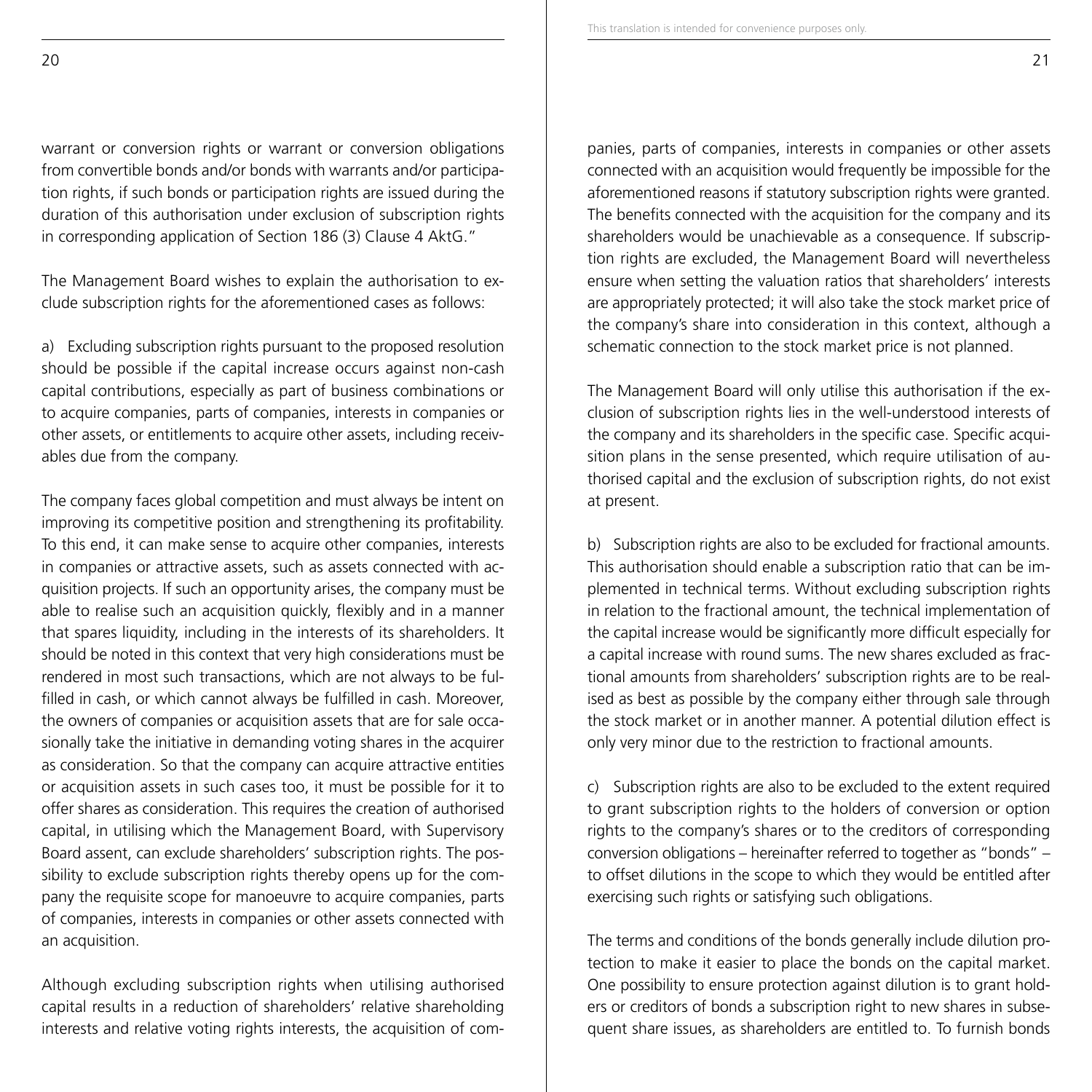warrant or conversion rights or warrant or conversion obligations from convertible bonds and/or bonds with warrants and/or participation rights, if such bonds or participation rights are issued during the duration of this authorisation under exclusion of subscription rights in corresponding application of Section 186 (3) Clause 4 AktG."

The Management Board wishes to explain the authorisation to exclude subscription rights for the aforementioned cases as follows:

a) Excluding subscription rights pursuant to the proposed resolution should be possible if the capital increase occurs against non-cash capital contributions, especially as part of business combinations or to acquire companies, parts of companies, interests in companies or other assets, or entitlements to acquire other assets, including receivables due from the company.

The company faces global competition and must always be intent on improving its competitive position and strengthening its profitability. To this end, it can make sense to acquire other companies, interests in companies or attractive assets, such as assets connected with acquisition projects. If such an opportunity arises, the company must be able to realise such an acquisition quickly, flexibly and in a manner that spares liquidity, including in the interests of its shareholders. It should be noted in this context that very high considerations must be rendered in most such transactions, which are not always to be fulfilled in cash, or which cannot always be fulfilled in cash. Moreover, the owners of companies or acquisition assets that are for sale occasionally take the initiative in demanding voting shares in the acquirer as consideration. So that the company can acquire attractive entities or acquisition assets in such cases too, it must be possible for it to offer shares as consideration. This requires the creation of authorised capital, in utilising which the Management Board, with Supervisory Board assent, can exclude shareholders' subscription rights. The possibility to exclude subscription rights thereby opens up for the company the requisite scope for manoeuvre to acquire companies, parts of companies, interests in companies or other assets connected with an acquisition.

Although excluding subscription rights when utilising authorised capital results in a reduction of shareholders' relative shareholding interests and relative voting rights interests, the acquisition of companies, parts of companies, interests in companies or other assets connected with an acquisition would frequently be impossible for the aforementioned reasons if statutory subscription rights were granted. The benefits connected with the acquisition for the company and its shareholders would be unachievable as a consequence. If subscription rights are excluded, the Management Board will nevertheless ensure when setting the valuation ratios that shareholders' interests are appropriately protected; it will also take the stock market price of the company's share into consideration in this context, although a schematic connection to the stock market price is not planned.

The Management Board will only utilise this authorisation if the exclusion of subscription rights lies in the well-understood interests of the company and its shareholders in the specific case. Specific acquisition plans in the sense presented, which require utilisation of authorised capital and the exclusion of subscription rights, do not exist at present.

b) Subscription rights are also to be excluded for fractional amounts. This authorisation should enable a subscription ratio that can be implemented in technical terms. Without excluding subscription rights in relation to the fractional amount, the technical implementation of the capital increase would be significantly more difficult especially for a capital increase with round sums. The new shares excluded as fractional amounts from shareholders' subscription rights are to be realised as best as possible by the company either through sale through the stock market or in another manner. A potential dilution effect is only very minor due to the restriction to fractional amounts.

c) Subscription rights are also to be excluded to the extent required to grant subscription rights to the holders of conversion or option rights to the company's shares or to the creditors of corresponding conversion obligations – hereinafter referred to together as "bonds" – to offset dilutions in the scope to which they would be entitled after exercising such rights or satisfying such obligations.

The terms and conditions of the bonds generally include dilution protection to make it easier to place the bonds on the capital market. One possibility to ensure protection against dilution is to grant holders or creditors of bonds a subscription right to new shares in subsequent share issues, as shareholders are entitled to. To furnish bonds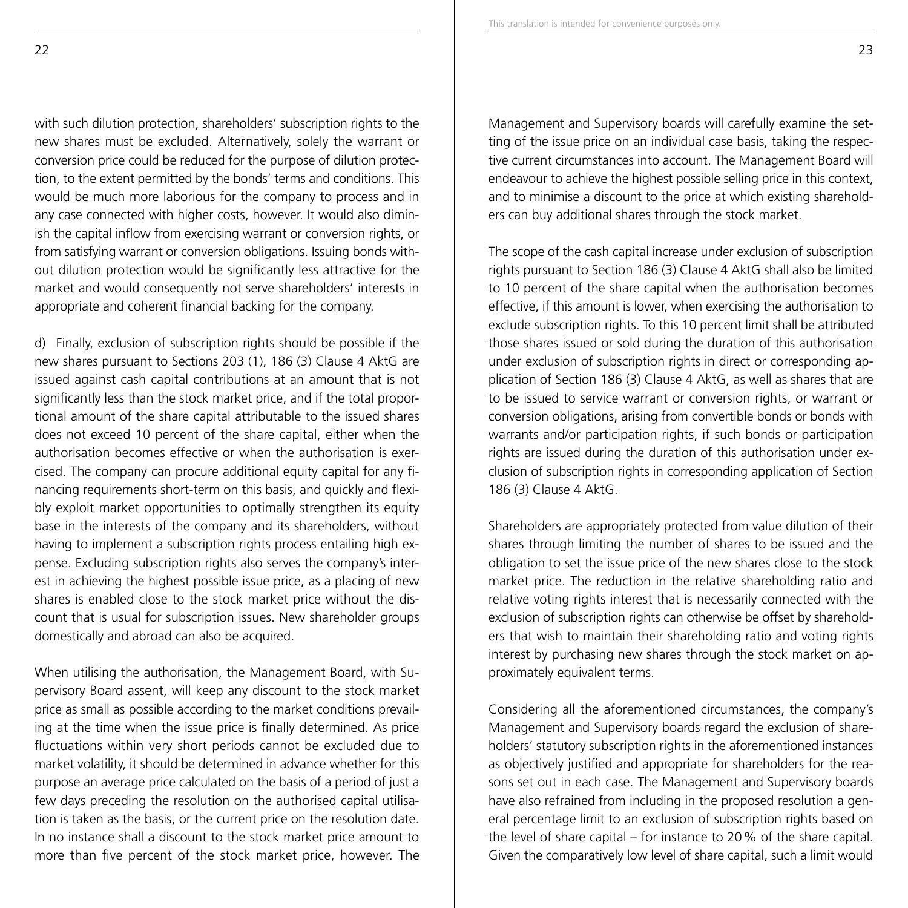with such dilution protection, shareholders' subscription rights to the new shares must be excluded. Alternatively, solely the warrant or conversion price could be reduced for the purpose of dilution protection, to the extent permitted by the bonds' terms and conditions. This would be much more laborious for the company to process and in any case connected with higher costs, however. It would also diminish the capital inflow from exercising warrant or conversion rights, or from satisfying warrant or conversion obligations. Issuing bonds without dilution protection would be significantly less attractive for the market and would consequently not serve shareholders' interests in appropriate and coherent financial backing for the company.

d) Finally, exclusion of subscription rights should be possible if the new shares pursuant to Sections 203 (1), 186 (3) Clause 4 AktG are issued against cash capital contributions at an amount that is not significantly less than the stock market price, and if the total proportional amount of the share capital attributable to the issued shares does not exceed 10 percent of the share capital, either when the authorisation becomes effective or when the authorisation is exercised. The company can procure additional equity capital for any financing requirements short-term on this basis, and quickly and flexibly exploit market opportunities to optimally strengthen its equity base in the interests of the company and its shareholders, without having to implement a subscription rights process entailing high expense. Excluding subscription rights also serves the company's interest in achieving the highest possible issue price, as a placing of new shares is enabled close to the stock market price without the discount that is usual for subscription issues. New shareholder groups domestically and abroad can also be acquired.

When utilising the authorisation, the Management Board, with Supervisory Board assent, will keep any discount to the stock market price as small as possible according to the market conditions prevailing at the time when the issue price is finally determined. As price fluctuations within very short periods cannot be excluded due to market volatility, it should be determined in advance whether for this purpose an average price calculated on the basis of a period of just a few days preceding the resolution on the authorised capital utilisation is taken as the basis, or the current price on the resolution date. In no instance shall a discount to the stock market price amount to more than five percent of the stock market price, however. The Management and Supervisory boards will carefully examine the setting of the issue price on an individual case basis, taking the respective current circumstances into account. The Management Board will endeavour to achieve the highest possible selling price in this context, and to minimise a discount to the price at which existing shareholders can buy additional shares through the stock market.

The scope of the cash capital increase under exclusion of subscription rights pursuant to Section 186 (3) Clause 4 AktG shall also be limited to 10 percent of the share capital when the authorisation becomes effective, if this amount is lower, when exercising the authorisation to exclude subscription rights. To this 10 percent limit shall be attributed those shares issued or sold during the duration of this authorisation under exclusion of subscription rights in direct or corresponding application of Section 186 (3) Clause 4 AktG, as well as shares that are to be issued to service warrant or conversion rights, or warrant or conversion obligations, arising from convertible bonds or bonds with warrants and/or participation rights, if such bonds or participation rights are issued during the duration of this authorisation under exclusion of subscription rights in corresponding application of Section 186 (3) Clause 4 AktG.

Shareholders are appropriately protected from value dilution of their shares through limiting the number of shares to be issued and the obligation to set the issue price of the new shares close to the stock market price. The reduction in the relative shareholding ratio and relative voting rights interest that is necessarily connected with the exclusion of subscription rights can otherwise be offset by shareholders that wish to maintain their shareholding ratio and voting rights interest by purchasing new shares through the stock market on approximately equivalent terms.

Considering all the aforementioned circumstances, the company's Management and Supervisory boards regard the exclusion of shareholders' statutory subscription rights in the aforementioned instances as objectively justified and appropriate for shareholders for the reasons set out in each case. The Management and Supervisory boards have also refrained from including in the proposed resolution a general percentage limit to an exclusion of subscription rights based on the level of share capital – for instance to 20 % of the share capital. Given the comparatively low level of share capital, such a limit would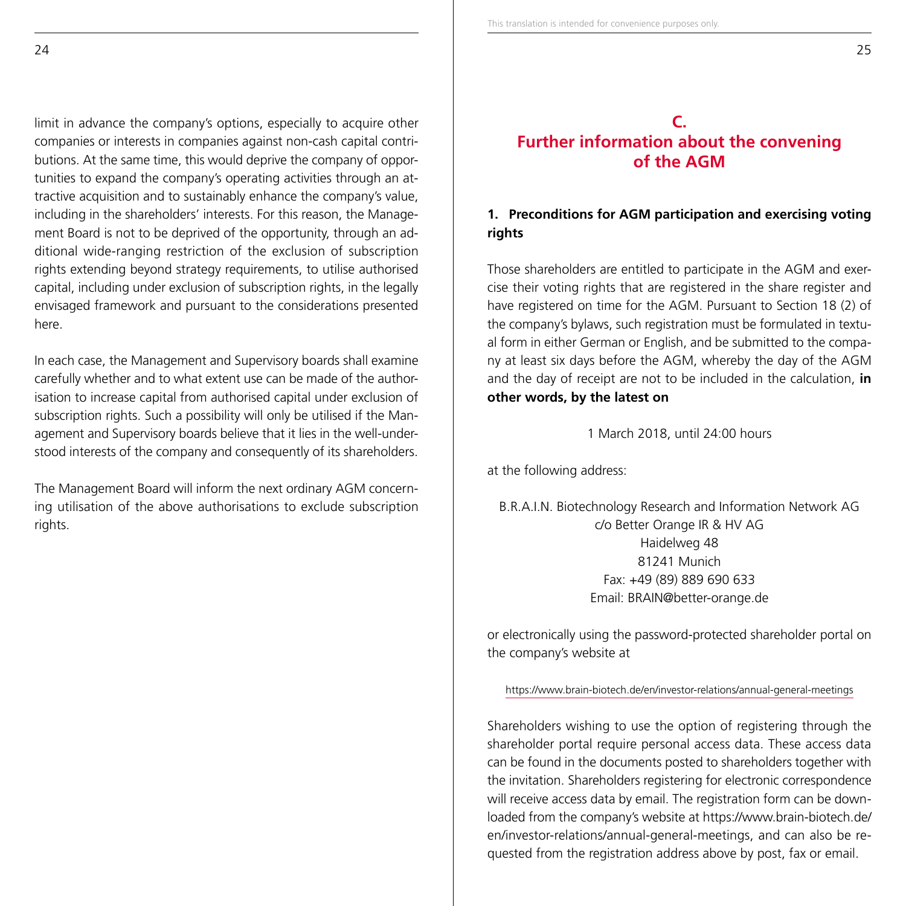limit in advance the company's options, especially to acquire other companies or interests in companies against non-cash capital contributions. At the same time, this would deprive the company of opportunities to expand the company's operating activities through an attractive acquisition and to sustainably enhance the company's value, including in the shareholders' interests. For this reason, the Management Board is not to be deprived of the opportunity, through an additional wide-ranging restriction of the exclusion of subscription rights extending beyond strategy requirements, to utilise authorised capital, including under exclusion of subscription rights, in the legally envisaged framework and pursuant to the considerations presented here.

In each case, the Management and Supervisory boards shall examine carefully whether and to what extent use can be made of the authorisation to increase capital from authorised capital under exclusion of subscription rights. Such a possibility will only be utilised if the Management and Supervisory boards believe that it lies in the well-understood interests of the company and consequently of its shareholders.

The Management Board will inform the next ordinary AGM concerning utilisation of the above authorisations to exclude subscription rights.

# C. Further information about the convening of the AGM

## 1. Preconditions for AGM participation and exercising voting rights

Those shareholders are entitled to participate in the AGM and exercise their voting rights that are registered in the share register and have registered on time for the AGM. Pursuant to Section 18 (2) of the company's bylaws, such registration must be formulated in textual form in either German or English, and be submitted to the company at least six days before the AGM, whereby the day of the AGM and the day of receipt are not to be included in the calculation, **in other words, by the latest on**

1 March 2018, until 24:00 hours

at the following address:

B.R.A.I.N. Biotechnology Research and Information Network AG
c/o Better Orange IR & HV AG
Haidelweg 48
81241 Munich
Fax: +49 (89) 889 690 633
Email: BRAIN@better-orange.de

or electronically using the password-protected shareholder portal on the company's website at

https://www.brain-biotech.de/en/investor-relations/annual-general-meetings

Shareholders wishing to use the option of registering through the shareholder portal require personal access data. These access data can be found in the documents posted to shareholders together with the invitation. Shareholders registering for electronic correspondence will receive access data by email. The registration form can be downloaded from the company's website at https://www.brain-biotech.de/en/investor-relations/annual-general-meetings, and can also be requested from the registration address above by post, fax or email.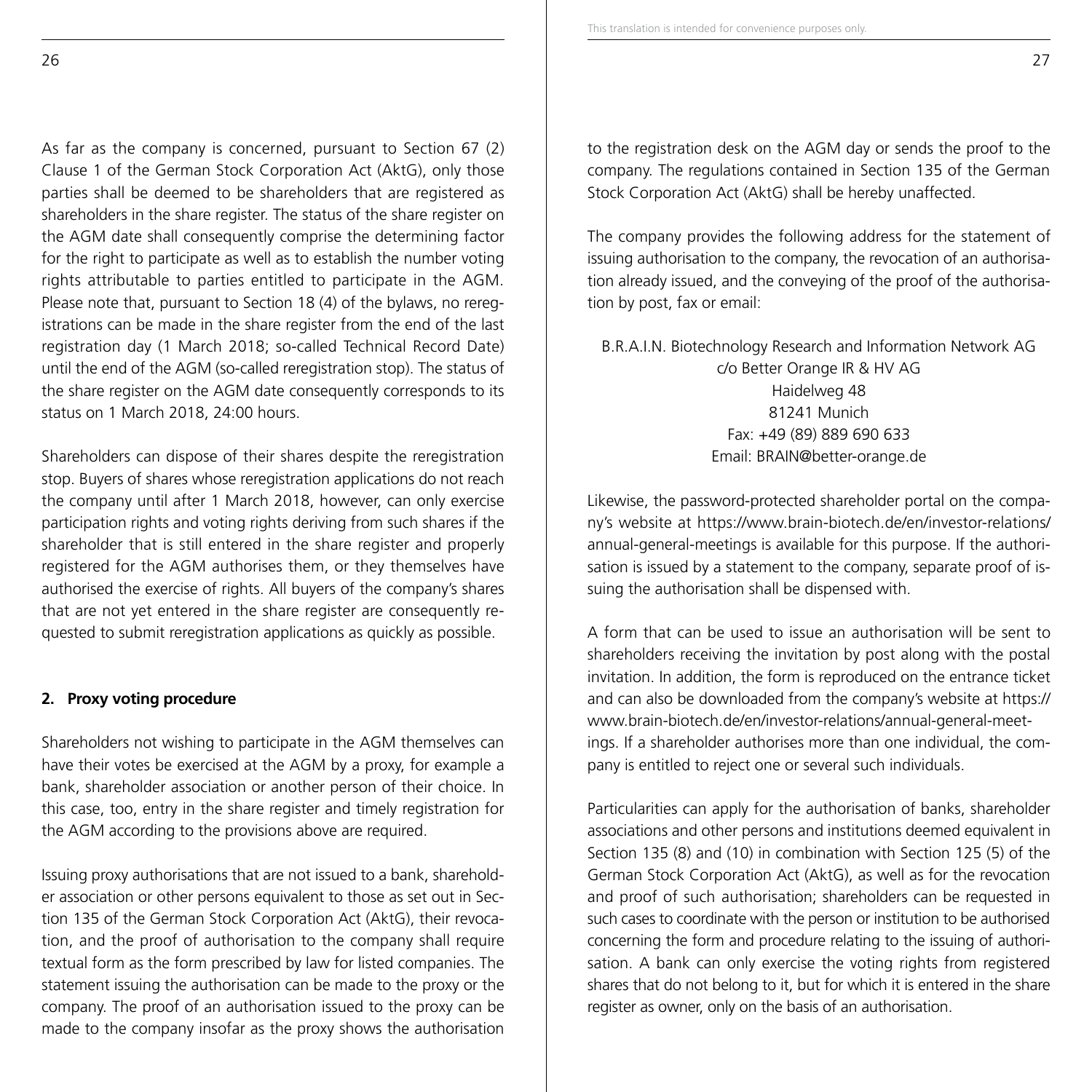As far as the company is concerned, pursuant to Section 67 (2) Clause 1 of the German Stock Corporation Act (AktG), only those parties shall be deemed to be shareholders that are registered as shareholders in the share register. The status of the share register on the AGM date shall consequently comprise the determining factor for the right to participate as well as to establish the number voting rights attributable to parties entitled to participate in the AGM. Please note that, pursuant to Section 18 (4) of the bylaws, no reregistrations can be made in the share register from the end of the last registration day (1 March 2018; so-called Technical Record Date) until the end of the AGM (so-called reregistration stop). The status of the share register on the AGM date consequently corresponds to its status on 1 March 2018, 24:00 hours.

Shareholders can dispose of their shares despite the reregistration stop. Buyers of shares whose reregistration applications do not reach the company until after 1 March 2018, however, can only exercise participation rights and voting rights deriving from such shares if the shareholder that is still entered in the share register and properly registered for the AGM authorises them, or they themselves have authorised the exercise of rights. All buyers of the company's shares that are not yet entered in the share register are consequently requested to submit reregistration applications as quickly as possible.

**2. Proxy voting procedure**

Shareholders not wishing to participate in the AGM themselves can have their votes be exercised at the AGM by a proxy, for example a bank, shareholder association or another person of their choice. In this case, too, entry in the share register and timely registration for the AGM according to the provisions above are required.

Issuing proxy authorisations that are not issued to a bank, shareholder association or other persons equivalent to those as set out in Section 135 of the German Stock Corporation Act (AktG), their revocation, and the proof of authorisation to the company shall require textual form as the form prescribed by law for listed companies. The statement issuing the authorisation can be made to the proxy or the company. The proof of an authorisation issued to the proxy can be made to the company insofar as the proxy shows the authorisation to the registration desk on the AGM day or sends the proof to the company. The regulations contained in Section 135 of the German Stock Corporation Act (AktG) shall be hereby unaffected.

The company provides the following address for the statement of issuing authorisation to the company, the revocation of an authorisation already issued, and the conveying of the proof of the authorisation by post, fax or email:

B.R.A.I.N. Biotechnology Research and Information Network AG
c/o Better Orange IR & HV AG
Haidelweg 48
81241 Munich
Fax: +49 (89) 889 690 633
Email: BRAIN@better-orange.de

Likewise, the password-protected shareholder portal on the company's website at https://www.brain-biotech.de/en/investor-relations/annual-general-meetings is available for this purpose. If the authorisation is issued by a statement to the company, separate proof of issuing the authorisation shall be dispensed with.

A form that can be used to issue an authorisation will be sent to shareholders receiving the invitation by post along with the postal invitation. In addition, the form is reproduced on the entrance ticket and can also be downloaded from the company's website at https://www.brain-biotech.de/en/investor-relations/annual-general-meetings. If a shareholder authorises more than one individual, the company is entitled to reject one or several such individuals.

Particularities can apply for the authorisation of banks, shareholder associations and other persons and institutions deemed equivalent in Section 135 (8) and (10) in combination with Section 125 (5) of the German Stock Corporation Act (AktG), as well as for the revocation and proof of such authorisation; shareholders can be requested in such cases to coordinate with the person or institution to be authorised concerning the form and procedure relating to the issuing of authorisation. A bank can only exercise the voting rights from registered shares that do not belong to it, but for which it is entered in the share register as owner, only on the basis of an authorisation.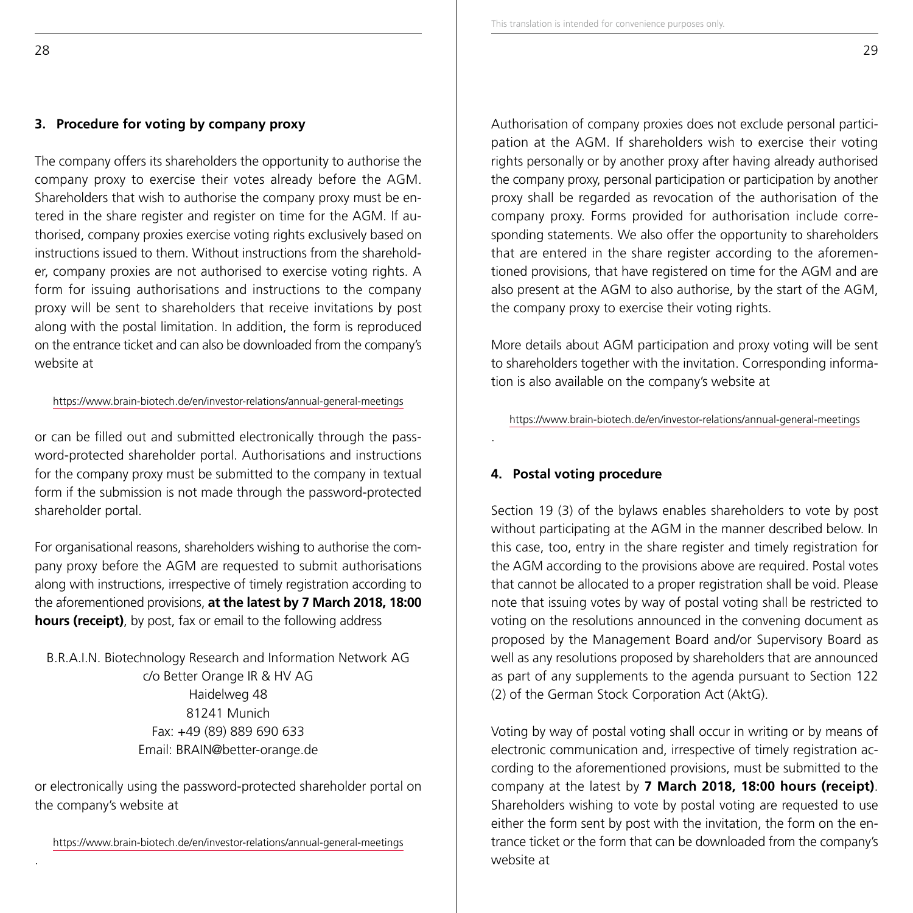### 3. Procedure for voting by company proxy

The company offers its shareholders the opportunity to authorise the company proxy to exercise their votes already before the AGM. Shareholders that wish to authorise the company proxy must be entered in the share register and register on time for the AGM. If authorised, company proxies exercise voting rights exclusively based on instructions issued to them. Without instructions from the shareholder, company proxies are not authorised to exercise voting rights. A form for issuing authorisations and instructions to the company proxy will be sent to shareholders that receive invitations by post along with the postal limitation. In addition, the form is reproduced on the entrance ticket and can also be downloaded from the company's website at

https://www.brain-biotech.de/en/investor-relations/annual-general-meetings

or can be filled out and submitted electronically through the password-protected shareholder portal. Authorisations and instructions for the company proxy must be submitted to the company in textual form if the submission is not made through the password-protected shareholder portal.

For organisational reasons, shareholders wishing to authorise the company proxy before the AGM are requested to submit authorisations along with instructions, irrespective of timely registration according to the aforementioned provisions, **at the latest by 7 March 2018, 18:00 hours (receipt)**, by post, fax or email to the following address

B.R.A.I.N. Biotechnology Research and Information Network AG
c/o Better Orange IR & HV AG
Haidelweg 48
81241 Munich
Fax: +49 (89) 889 690 633
Email: BRAIN@better-orange.de

or electronically using the password-protected shareholder portal on the company's website at

https://www.brain-biotech.de/en/investor-relations/annual-general-meetings

.

Authorisation of company proxies does not exclude personal participation at the AGM. If shareholders wish to exercise their voting rights personally or by another proxy after having already authorised the company proxy, personal participation or participation by another proxy shall be regarded as revocation of the authorisation of the company proxy. Forms provided for authorisation include corresponding statements. We also offer the opportunity to shareholders that are entered in the share register according to the aforementioned provisions, that have registered on time for the AGM and are also present at the AGM to also authorise, by the start of the AGM, the company proxy to exercise their voting rights.

More details about AGM participation and proxy voting will be sent to shareholders together with the invitation. Corresponding information is also available on the company's website at

https://www.brain-biotech.de/en/investor-relations/annual-general-meetings

.

### 4. Postal voting procedure

Section 19 (3) of the bylaws enables shareholders to vote by post without participating at the AGM in the manner described below. In this case, too, entry in the share register and timely registration for the AGM according to the provisions above are required. Postal votes that cannot be allocated to a proper registration shall be void. Please note that issuing votes by way of postal voting shall be restricted to voting on the resolutions announced in the convening document as proposed by the Management Board and/or Supervisory Board as well as any resolutions proposed by shareholders that are announced as part of any supplements to the agenda pursuant to Section 122 (2) of the German Stock Corporation Act (AktG).

Voting by way of postal voting shall occur in writing or by means of electronic communication and, irrespective of timely registration according to the aforementioned provisions, must be submitted to the company at the latest by **7 March 2018, 18:00 hours (receipt)**. Shareholders wishing to vote by postal voting are requested to use either the form sent by post with the invitation, the form on the entrance ticket or the form that can be downloaded from the company's website at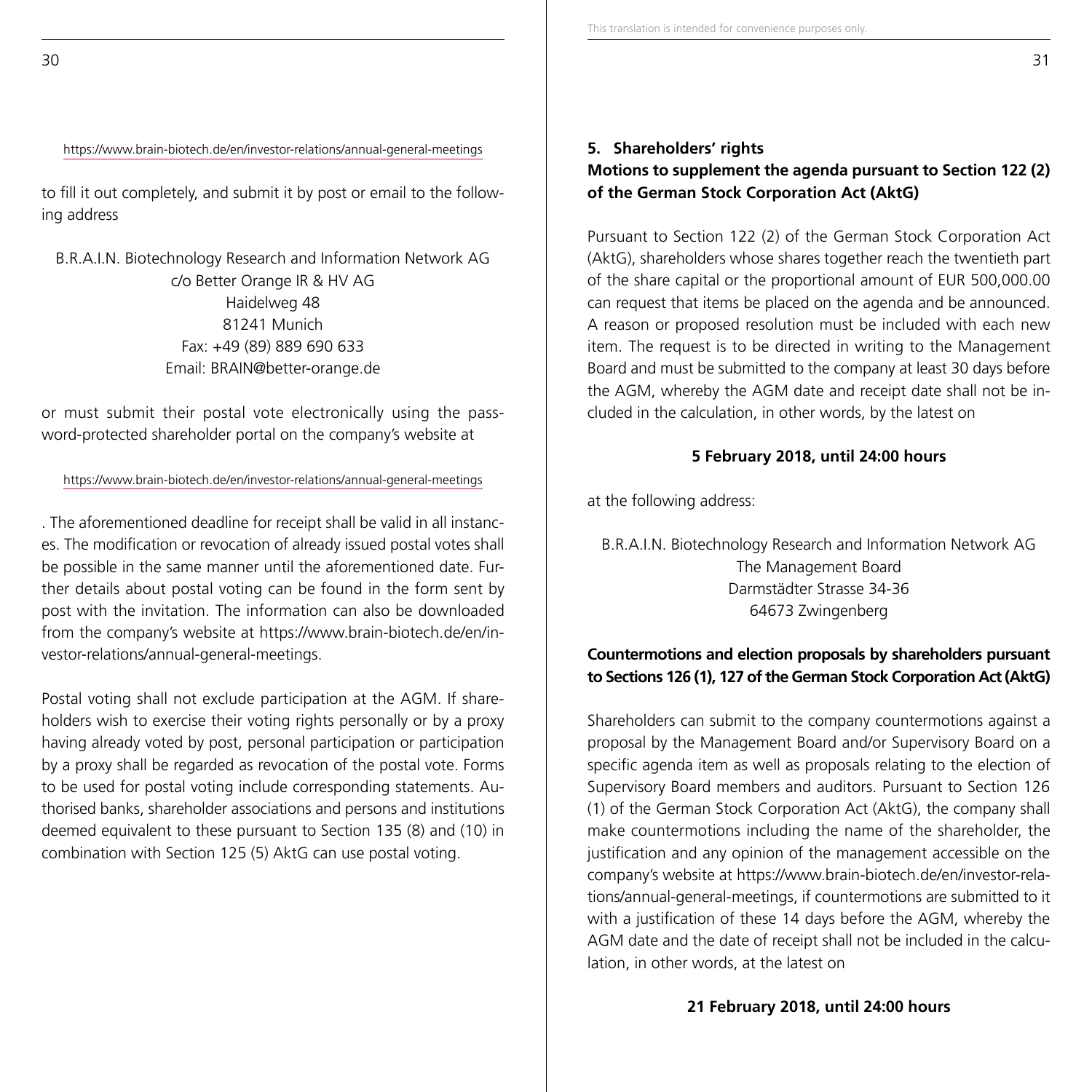https://www.brain-biotech.de/en/investor-relations/annual-general-meetings

to fill it out completely, and submit it by post or email to the following address

B.R.A.I.N. Biotechnology Research and Information Network AG
c/o Better Orange IR & HV AG
Haidelweg 48
81241 Munich
Fax: +49 (89) 889 690 633
Email: BRAIN@better-orange.de

or must submit their postal vote electronically using the password-protected shareholder portal on the company's website at

https://www.brain-biotech.de/en/investor-relations/annual-general-meetings

. The aforementioned deadline for receipt shall be valid in all instances. The modification or revocation of already issued postal votes shall be possible in the same manner until the aforementioned date. Further details about postal voting can be found in the form sent by post with the invitation. The information can also be downloaded from the company's website at https://www.brain-biotech.de/en/investor-relations/annual-general-meetings.

Postal voting shall not exclude participation at the AGM. If shareholders wish to exercise their voting rights personally or by a proxy having already voted by post, personal participation or participation by a proxy shall be regarded as revocation of the postal vote. Forms to be used for postal voting include corresponding statements. Authorised banks, shareholder associations and persons and institutions deemed equivalent to these pursuant to Section 135 (8) and (10) in combination with Section 125 (5) AktG can use postal voting.

## 5. Shareholders' rights

### Motions to supplement the agenda pursuant to Section 122 (2) of the German Stock Corporation Act (AktG)

Pursuant to Section 122 (2) of the German Stock Corporation Act (AktG), shareholders whose shares together reach the twentieth part of the share capital or the proportional amount of EUR 500,000.00 can request that items be placed on the agenda and be announced. A reason or proposed resolution must be included with each new item. The request is to be directed in writing to the Management Board and must be submitted to the company at least 30 days before the AGM, whereby the AGM date and receipt date shall not be included in the calculation, in other words, by the latest on

**5 February 2018, until 24:00 hours**

at the following address:

B.R.A.I.N. Biotechnology Research and Information Network AG
The Management Board
Darmstädter Strasse 34-36
64673 Zwingenberg

### Countermotions and election proposals by shareholders pursuant to Sections 126 (1), 127 of the German Stock Corporation Act (AktG)

Shareholders can submit to the company countermotions against a proposal by the Management Board and/or Supervisory Board on a specific agenda item as well as proposals relating to the election of Supervisory Board members and auditors. Pursuant to Section 126 (1) of the German Stock Corporation Act (AktG), the company shall make countermotions including the name of the shareholder, the justification and any opinion of the management accessible on the company's website at https://www.brain-biotech.de/en/investor-relations/annual-general-meetings, if countermotions are submitted to it with a justification of these 14 days before the AGM, whereby the AGM date and the date of receipt shall not be included in the calculation, in other words, at the latest on

**21 February 2018, until 24:00 hours**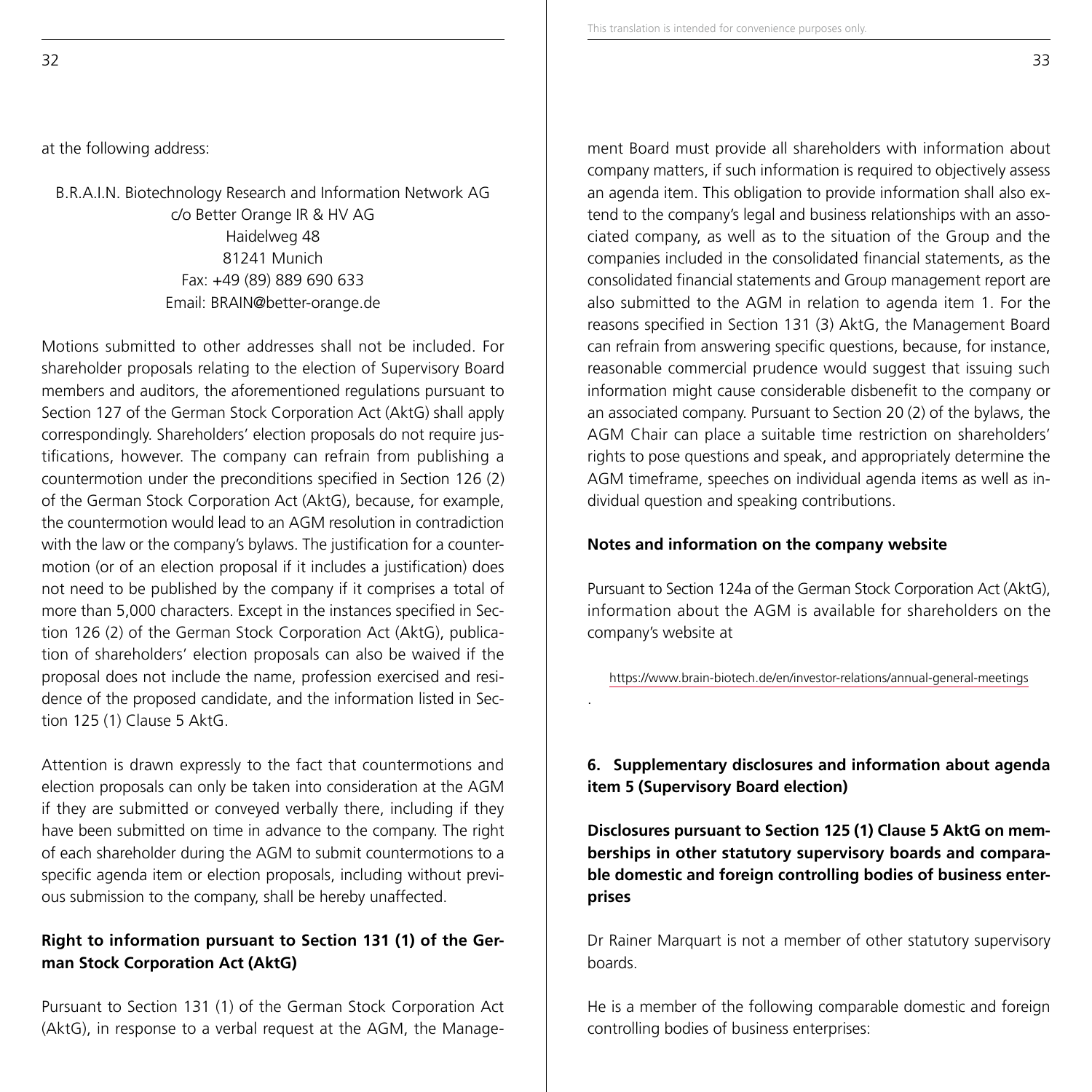at the following address:

B.R.A.I.N. Biotechnology Research and Information Network AG
c/o Better Orange IR & HV AG
Haidelweg 48
81241 Munich
Fax: +49 (89) 889 690 633
Email: BRAIN@better-orange.de

Motions submitted to other addresses shall not be included. For shareholder proposals relating to the election of Supervisory Board members and auditors, the aforementioned regulations pursuant to Section 127 of the German Stock Corporation Act (AktG) shall apply correspondingly. Shareholders' election proposals do not require justifications, however. The company can refrain from publishing a countermotion under the preconditions specified in Section 126 (2) of the German Stock Corporation Act (AktG), because, for example, the countermotion would lead to an AGM resolution in contradiction with the law or the company's bylaws. The justification for a countermotion (or of an election proposal if it includes a justification) does not need to be published by the company if it comprises a total of more than 5,000 characters. Except in the instances specified in Section 126 (2) of the German Stock Corporation Act (AktG), publication of shareholders' election proposals can also be waived if the proposal does not include the name, profession exercised and residence of the proposed candidate, and the information listed in Section 125 (1) Clause 5 AktG.

Attention is drawn expressly to the fact that countermotions and election proposals can only be taken into consideration at the AGM if they are submitted or conveyed verbally there, including if they have been submitted on time in advance to the company. The right of each shareholder during the AGM to submit countermotions to a specific agenda item or election proposals, including without previous submission to the company, shall be hereby unaffected.

**Right to information pursuant to Section 131 (1) of the German Stock Corporation Act (AktG)**

Pursuant to Section 131 (1) of the German Stock Corporation Act (AktG), in response to a verbal request at the AGM, the Management Board must provide all shareholders with information about company matters, if such information is required to objectively assess an agenda item. This obligation to provide information shall also extend to the company's legal and business relationships with an associated company, as well as to the situation of the Group and the companies included in the consolidated financial statements, as the consolidated financial statements and Group management report are also submitted to the AGM in relation to agenda item 1. For the reasons specified in Section 131 (3) AktG, the Management Board can refrain from answering specific questions, because, for instance, reasonable commercial prudence would suggest that issuing such information might cause considerable disbenefit to the company or an associated company. Pursuant to Section 20 (2) of the bylaws, the AGM Chair can place a suitable time restriction on shareholders' rights to pose questions and speak, and appropriately determine the AGM timeframe, speeches on individual agenda items as well as individual question and speaking contributions.

**Notes and information on the company website**

Pursuant to Section 124a of the German Stock Corporation Act (AktG), information about the AGM is available for shareholders on the company's website at

https://www.brain-biotech.de/en/investor-relations/annual-general-meetings

.

**6. Supplementary disclosures and information about agenda item 5 (Supervisory Board election)**

**Disclosures pursuant to Section 125 (1) Clause 5 AktG on memberships in other statutory supervisory boards and comparable domestic and foreign controlling bodies of business enterprises**

Dr Rainer Marquart is not a member of other statutory supervisory boards.

He is a member of the following comparable domestic and foreign controlling bodies of business enterprises: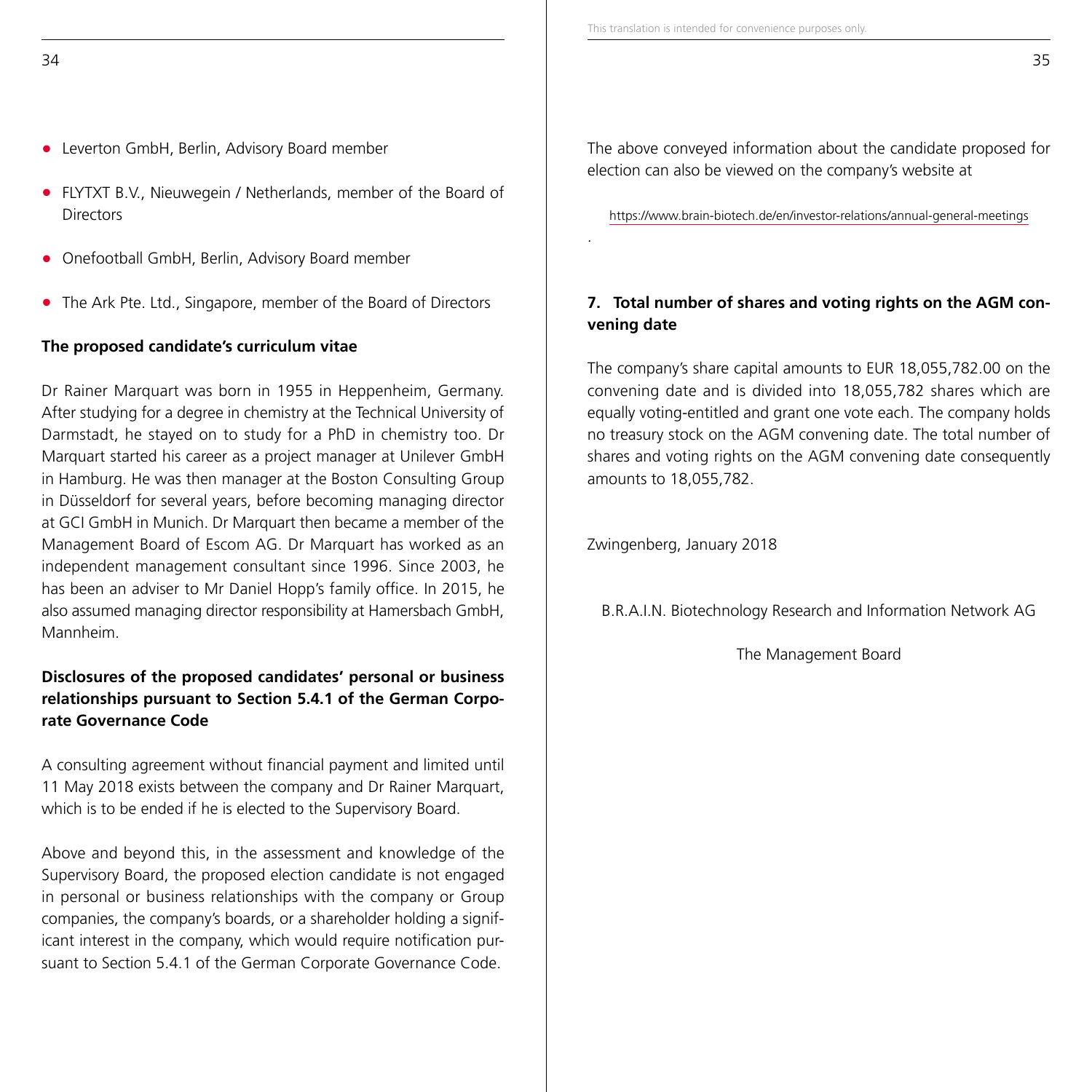- Leverton GmbH, Berlin, Advisory Board member
- FLYTXT B.V., Nieuwegein / Netherlands, member of the Board of Directors
- Onefootball GmbH, Berlin, Advisory Board member
- The Ark Pte. Ltd., Singapore, member of the Board of Directors

**The proposed candidate's curriculum vitae**

Dr Rainer Marquart was born in 1955 in Heppenheim, Germany. After studying for a degree in chemistry at the Technical University of Darmstadt, he stayed on to study for a PhD in chemistry too. Dr Marquart started his career as a project manager at Unilever GmbH in Hamburg. He was then manager at the Boston Consulting Group in Düsseldorf for several years, before becoming managing director at GCI GmbH in Munich. Dr Marquart then became a member of the Management Board of Escom AG. Dr Marquart has worked as an independent management consultant since 1996. Since 2003, he has been an adviser to Mr Daniel Hopp's family office. In 2015, he also assumed managing director responsibility at Hamersbach GmbH, Mannheim.

**Disclosures of the proposed candidates' personal or business relationships pursuant to Section 5.4.1 of the German Corporate Governance Code**

A consulting agreement without financial payment and limited until 11 May 2018 exists between the company and Dr Rainer Marquart, which is to be ended if he is elected to the Supervisory Board.

Above and beyond this, in the assessment and knowledge of the Supervisory Board, the proposed election candidate is not engaged in personal or business relationships with the company or Group companies, the company's boards, or a shareholder holding a significant interest in the company, which would require notification pursuant to Section 5.4.1 of the German Corporate Governance Code.

The above conveyed information about the candidate proposed for election can also be viewed on the company's website at

https://www.brain-biotech.de/en/investor-relations/annual-general-meetings

.

**7. Total number of shares and voting rights on the AGM convening date**

The company's share capital amounts to EUR 18,055,782.00 on the convening date and is divided into 18,055,782 shares which are equally voting-entitled and grant one vote each. The company holds no treasury stock on the AGM convening date. The total number of shares and voting rights on the AGM convening date consequently amounts to 18,055,782.

Zwingenberg, January 2018

B.R.A.I.N. Biotechnology Research and Information Network AG

The Management Board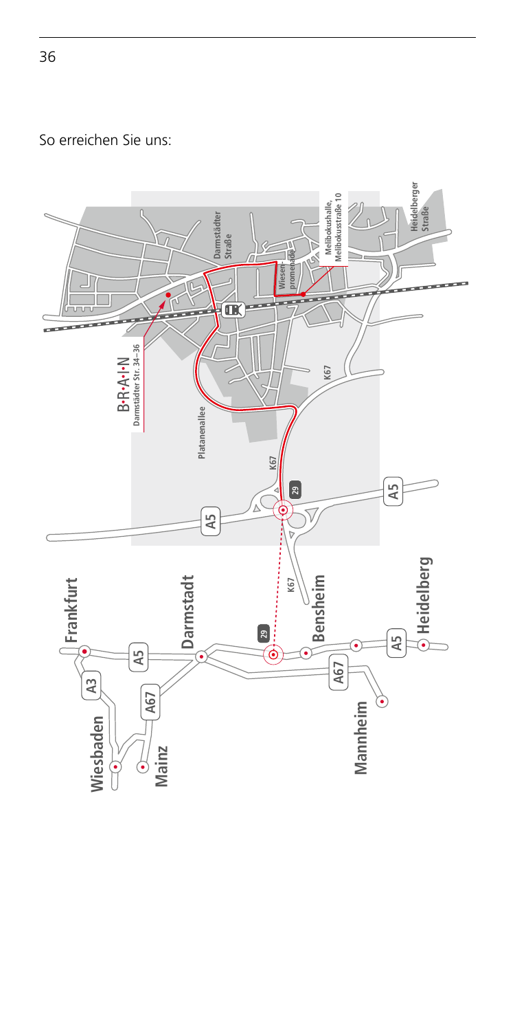So erreichen Sie uns:

B•R•A•I•N
Darmstädter Str. 34–36

Darmstädter Straße

Wiesen-promenade

Melibokushalle,
Melibokusstraße 10

Heidelberger Straße

Platanenallee

K67

29

A5

Frankfurt

Darmstadt

Bensheim

Heidelberg

Wiesbaden

Mainz

Mannheim

A3

A67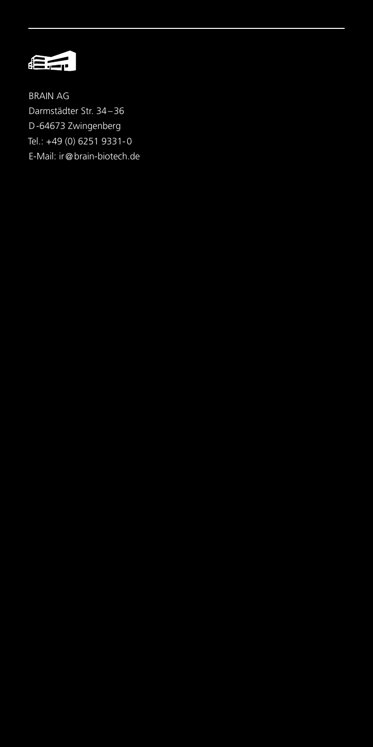BRAIN AG  
Darmstädter Str. 34–36  
D-64673 Zwingenberg  
Tel.: +49 (0) 6251 9331-0  
E-Mail: ir@brain-biotech.de